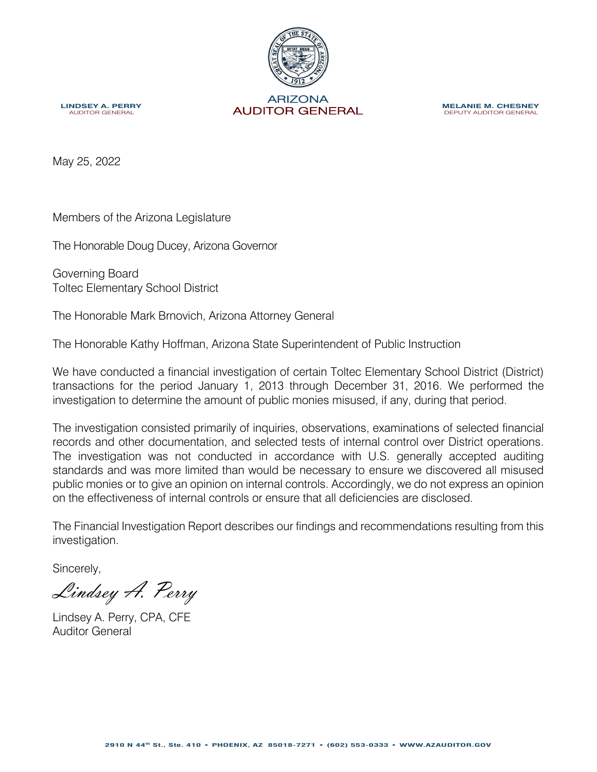**LINDSEY A. PERRY**
AUDITOR GENERAL

ARIZONA
AUDITOR GENERAL

**MELANIE M. CHESNEY**
DEPUTY AUDITOR GENERAL

May 25, 2022

Members of the Arizona Legislature

The Honorable Doug Ducey, Arizona Governor

Governing Board
Toltec Elementary School District

The Honorable Mark Brnovich, Arizona Attorney General

The Honorable Kathy Hoffman, Arizona State Superintendent of Public Instruction

We have conducted a financial investigation of certain Toltec Elementary School District (District) transactions for the period January 1, 2013 through December 31, 2016. We performed the investigation to determine the amount of public monies misused, if any, during that period.

The investigation consisted primarily of inquiries, observations, examinations of selected financial records and other documentation, and selected tests of internal control over District operations. The investigation was not conducted in accordance with U.S. generally accepted auditing standards and was more limited than would be necessary to ensure we discovered all misused public monies or to give an opinion on internal controls. Accordingly, we do not express an opinion on the effectiveness of internal controls or ensure that all deficiencies are disclosed.

The Financial Investigation Report describes our findings and recommendations resulting from this investigation.

Sincerely,

*Lindsey A. Perry*

Lindsey A. Perry, CPA, CFE
Auditor General

2910 N 44th St., Ste. 410 • PHOENIX, AZ 85018-7271 • (602) 553-0333 • WWW.AZAUDITOR.GOV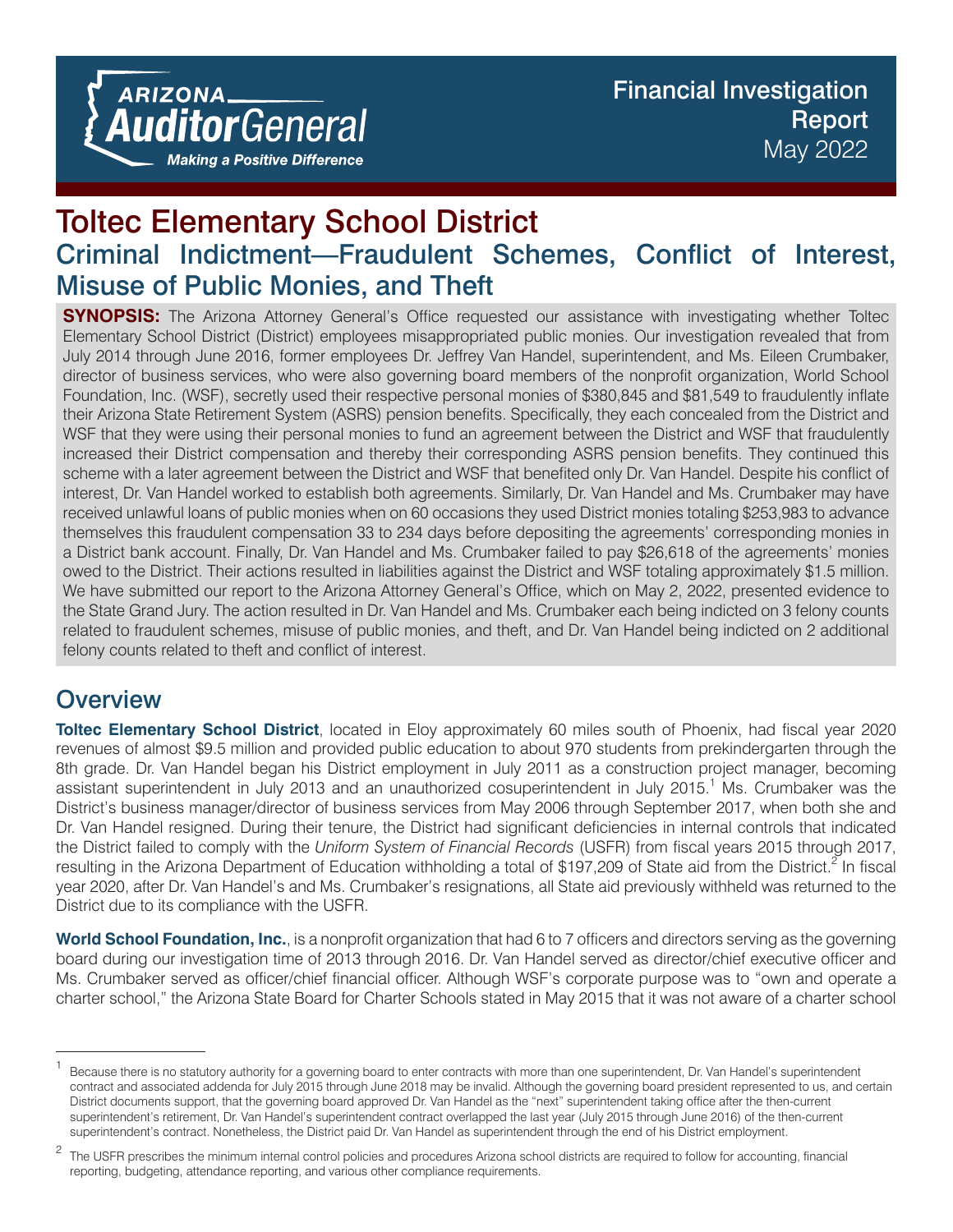# Toltec Elementary School District

## Criminal Indictment—Fraudulent Schemes, Conflict of Interest, Misuse of Public Monies, and Theft

**SYNOPSIS:** The Arizona Attorney General's Office requested our assistance with investigating whether Toltec Elementary School District (District) employees misappropriated public monies. Our investigation revealed that from July 2014 through June 2016, former employees Dr. Jeffrey Van Handel, superintendent, and Ms. Eileen Crumbaker, director of business services, who were also governing board members of the nonprofit organization, World School Foundation, Inc. (WSF), secretly used their respective personal monies of $380,845 and $81,549 to fraudulently inflate their Arizona State Retirement System (ASRS) pension benefits. Specifically, they each concealed from the District and WSF that they were using their personal monies to fund an agreement between the District and WSF that fraudulently increased their District compensation and thereby their corresponding ASRS pension benefits. They continued this scheme with a later agreement between the District and WSF that benefited only Dr. Van Handel. Despite his conflict of interest, Dr. Van Handel worked to establish both agreements. Similarly, Dr. Van Handel and Ms. Crumbaker may have received unlawful loans of public monies when on 60 occasions they used District monies totaling $253,983 to advance themselves this fraudulent compensation 33 to 234 days before depositing the agreements' corresponding monies in a District bank account. Finally, Dr. Van Handel and Ms. Crumbaker failed to pay $26,618 of the agreements' monies owed to the District. Their actions resulted in liabilities against the District and WSF totaling approximately $1.5 million. We have submitted our report to the Arizona Attorney General's Office, which on May 2, 2022, presented evidence to the State Grand Jury. The action resulted in Dr. Van Handel and Ms. Crumbaker each being indicted on 3 felony counts related to fraudulent schemes, misuse of public monies, and theft, and Dr. Van Handel being indicted on 2 additional felony counts related to theft and conflict of interest.

## Overview

**Toltec Elementary School District**, located in Eloy approximately 60 miles south of Phoenix, had fiscal year 2020 revenues of almost $9.5 million and provided public education to about 970 students from prekindergarten through the 8th grade. Dr. Van Handel began his District employment in July 2011 as a construction project manager, becoming assistant superintendent in July 2013 and an unauthorized cosuperintendent in July 2015.[1] Ms. Crumbaker was the District's business manager/director of business services from May 2006 through September 2017, when both she and Dr. Van Handel resigned. During their tenure, the District had significant deficiencies in internal controls that indicated the District failed to comply with the *Uniform System of Financial Records* (USFR) from fiscal years 2015 through 2017, resulting in the Arizona Department of Education withholding a total of $197,209 of State aid from the District.[2] In fiscal year 2020, after Dr. Van Handel's and Ms. Crumbaker's resignations, all State aid previously withheld was returned to the District due to its compliance with the USFR.

**World School Foundation, Inc.**, is a nonprofit organization that had 6 to 7 officers and directors serving as the governing board during our investigation time of 2013 through 2016. Dr. Van Handel served as director/chief executive officer and Ms. Crumbaker served as officer/chief financial officer. Although WSF's corporate purpose was to "own and operate a charter school," the Arizona State Board for Charter Schools stated in May 2015 that it was not aware of a charter school

---

[1] Because there is no statutory authority for a governing board to enter contracts with more than one superintendent, Dr. Van Handel's superintendent contract and associated addenda for July 2015 through June 2018 may be invalid. Although the governing board president represented to us, and certain District documents support, that the governing board approved Dr. Van Handel as the "next" superintendent taking office after the then-current superintendent's retirement, Dr. Van Handel's superintendent contract overlapped the last year (July 2015 through June 2016) of the then-current superintendent's contract. Nonetheless, the District paid Dr. Van Handel as superintendent through the end of his District employment.

[2] The USFR prescribes the minimum internal control policies and procedures Arizona school districts are required to follow for accounting, financial reporting, budgeting, attendance reporting, and various other compliance requirements.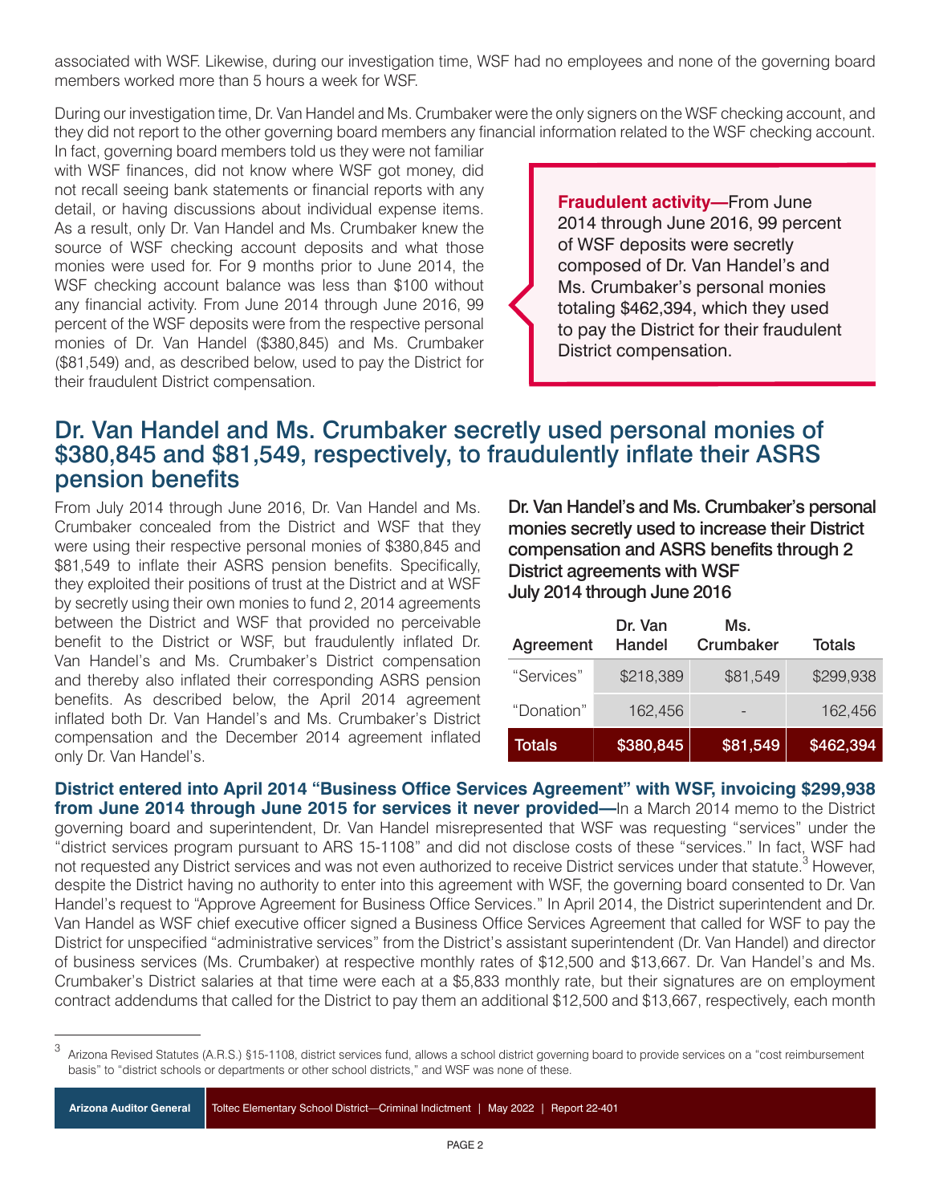associated with WSF. Likewise, during our investigation time, WSF had no employees and none of the governing board members worked more than 5 hours a week for WSF.

During our investigation time, Dr. Van Handel and Ms. Crumbaker were the only signers on the WSF checking account, and they did not report to the other governing board members any financial information related to the WSF checking account. In fact, governing board members told us they were not familiar with WSF finances, did not know where WSF got money, did not recall seeing bank statements or financial reports with any detail, or having discussions about individual expense items. As a result, only Dr. Van Handel and Ms. Crumbaker knew the source of WSF checking account deposits and what those monies were used for. For 9 months prior to June 2014, the WSF checking account balance was less than $100 without any financial activity. From June 2014 through June 2016, 99 percent of the WSF deposits were from the respective personal monies of Dr. Van Handel ($380,845) and Ms. Crumbaker ($81,549) and, as described below, used to pay the District for their fraudulent District compensation.

> **Fraudulent activity—**From June 2014 through June 2016, 99 percent of WSF deposits were secretly composed of Dr. Van Handel's and Ms. Crumbaker's personal monies totaling $462,394, which they used to pay the District for their fraudulent District compensation.

## Dr. Van Handel and Ms. Crumbaker secretly used personal monies of $380,845 and $81,549, respectively, to fraudulently inflate their ASRS pension benefits

From July 2014 through June 2016, Dr. Van Handel and Ms. Crumbaker concealed from the District and WSF that they were using their respective personal monies of $380,845 and $81,549 to inflate their ASRS pension benefits. Specifically, they exploited their positions of trust at the District and at WSF by secretly using their own monies to fund 2, 2014 agreements between the District and WSF that provided no perceivable benefit to the District or WSF, but fraudulently inflated Dr. Van Handel's and Ms. Crumbaker's District compensation and thereby also inflated their corresponding ASRS pension benefits. As described below, the April 2014 agreement inflated both Dr. Van Handel's and Ms. Crumbaker's District compensation and the December 2014 agreement inflated only Dr. Van Handel's.

**Dr. Van Handel's and Ms. Crumbaker's personal monies secretly used to increase their District compensation and ASRS benefits through 2 District agreements with WSF July 2014 through June 2016**

| Agreement | Dr. Van Handel | Ms. Crumbaker | Totals |
|---|---|---|---|
| "Services" | $218,389 | $81,549 | $299,938 |
| "Donation" | 162,456 | - | 162,456 |
| **Totals** | **$380,845** | **$81,549** | **$462,394** |

**District entered into April 2014 "Business Office Services Agreement" with WSF, invoicing $299,938 from June 2014 through June 2015 for services it never provided—**In a March 2014 memo to the District governing board and superintendent, Dr. Van Handel misrepresented that WSF was requesting "services" under the "district services program pursuant to ARS 15-1108" and did not disclose costs of these "services." In fact, WSF had not requested any District services and was not even authorized to receive District services under that statute.[3] However, despite the District having no authority to enter into this agreement with WSF, the governing board consented to Dr. Van Handel's request to "Approve Agreement for Business Office Services." In April 2014, the District superintendent and Dr. Van Handel as WSF chief executive officer signed a Business Office Services Agreement that called for WSF to pay the District for unspecified "administrative services" from the District's assistant superintendent (Dr. Van Handel) and director of business services (Ms. Crumbaker) at respective monthly rates of $12,500 and $13,667. Dr. Van Handel's and Ms. Crumbaker's District salaries at that time were each at a $5,833 monthly rate, but their signatures are on employment contract addendums that called for the District to pay them an additional $12,500 and $13,667, respectively, each month

[3] Arizona Revised Statutes (A.R.S.) §15-1108, district services fund, allows a school district governing board to provide services on a "cost reimbursement basis" to "district schools or departments or other school districts," and WSF was none of these.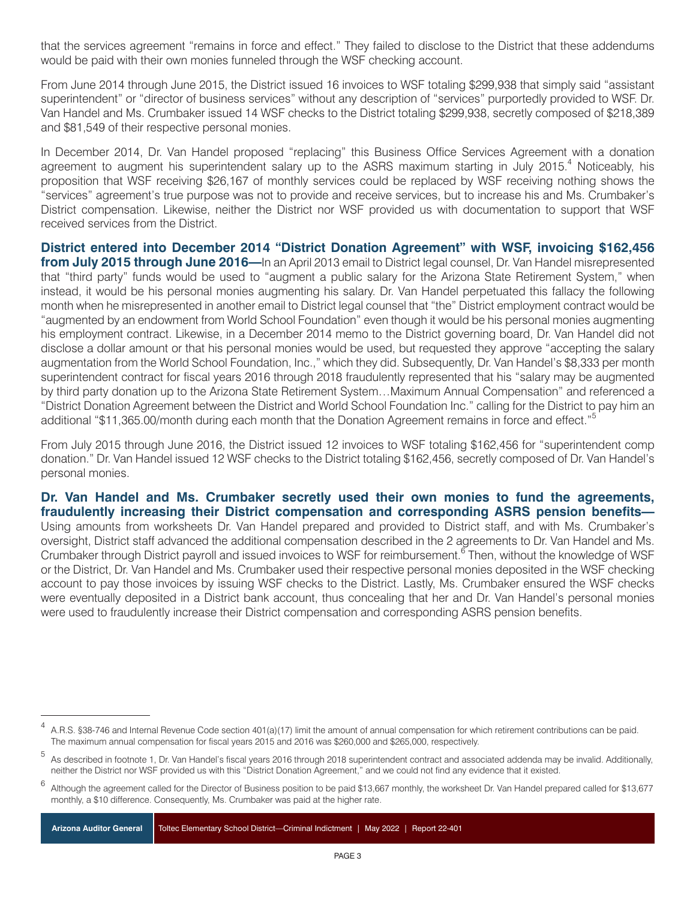that the services agreement "remains in force and effect." They failed to disclose to the District that these addendums would be paid with their own monies funneled through the WSF checking account.

From June 2014 through June 2015, the District issued 16 invoices to WSF totaling $299,938 that simply said "assistant superintendent" or "director of business services" without any description of "services" purportedly provided to WSF. Dr. Van Handel and Ms. Crumbaker issued 14 WSF checks to the District totaling $299,938, secretly composed of $218,389 and $81,549 of their respective personal monies.

In December 2014, Dr. Van Handel proposed "replacing" this Business Office Services Agreement with a donation agreement to augment his superintendent salary up to the ASRS maximum starting in July 2015.[4] Noticeably, his proposition that WSF receiving $26,167 of monthly services could be replaced by WSF receiving nothing shows the "services" agreement's true purpose was not to provide and receive services, but to increase his and Ms. Crumbaker's District compensation. Likewise, neither the District nor WSF provided us with documentation to support that WSF received services from the District.

**District entered into December 2014 "District Donation Agreement" with WSF, invoicing $162,456 from July 2015 through June 2016—**In an April 2013 email to District legal counsel, Dr. Van Handel misrepresented that "third party" funds would be used to "augment a public salary for the Arizona State Retirement System," when instead, it would be his personal monies augmenting his salary. Dr. Van Handel perpetuated this fallacy the following month when he misrepresented in another email to District legal counsel that "the" District employment contract would be "augmented by an endowment from World School Foundation" even though it would be his personal monies augmenting his employment contract. Likewise, in a December 2014 memo to the District governing board, Dr. Van Handel did not disclose a dollar amount or that his personal monies would be used, but requested they approve "accepting the salary augmentation from the World School Foundation, Inc.," which they did. Subsequently, Dr. Van Handel's $8,333 per month superintendent contract for fiscal years 2016 through 2018 fraudulently represented that his "salary may be augmented by third party donation up to the Arizona State Retirement System…Maximum Annual Compensation" and referenced a "District Donation Agreement between the District and World School Foundation Inc." calling for the District to pay him an additional "$11,365.00/month during each month that the Donation Agreement remains in force and effect."[5]

From July 2015 through June 2016, the District issued 12 invoices to WSF totaling $162,456 for "superintendent comp donation." Dr. Van Handel issued 12 WSF checks to the District totaling $162,456, secretly composed of Dr. Van Handel's personal monies.

**Dr. Van Handel and Ms. Crumbaker secretly used their own monies to fund the agreements, fraudulently increasing their District compensation and corresponding ASRS pension benefits—** Using amounts from worksheets Dr. Van Handel prepared and provided to District staff, and with Ms. Crumbaker's oversight, District staff advanced the additional compensation described in the 2 agreements to Dr. Van Handel and Ms. Crumbaker through District payroll and issued invoices to WSF for reimbursement.[6] Then, without the knowledge of WSF or the District, Dr. Van Handel and Ms. Crumbaker used their respective personal monies deposited in the WSF checking account to pay those invoices by issuing WSF checks to the District. Lastly, Ms. Crumbaker ensured the WSF checks were eventually deposited in a District bank account, thus concealing that her and Dr. Van Handel's personal monies were used to fraudulently increase their District compensation and corresponding ASRS pension benefits.

---

[4] A.R.S. §38-746 and Internal Revenue Code section 401(a)(17) limit the amount of annual compensation for which retirement contributions can be paid. The maximum annual compensation for fiscal years 2015 and 2016 was $260,000 and $265,000, respectively.

[5] As described in footnote 1, Dr. Van Handel's fiscal years 2016 through 2018 superintendent contract and associated addenda may be invalid. Additionally, neither the District nor WSF provided us with this "District Donation Agreement," and we could not find any evidence that it existed.

[6] Although the agreement called for the Director of Business position to be paid $13,667 monthly, the worksheet Dr. Van Handel prepared called for $13,677 monthly, a $10 difference. Consequently, Ms. Crumbaker was paid at the higher rate.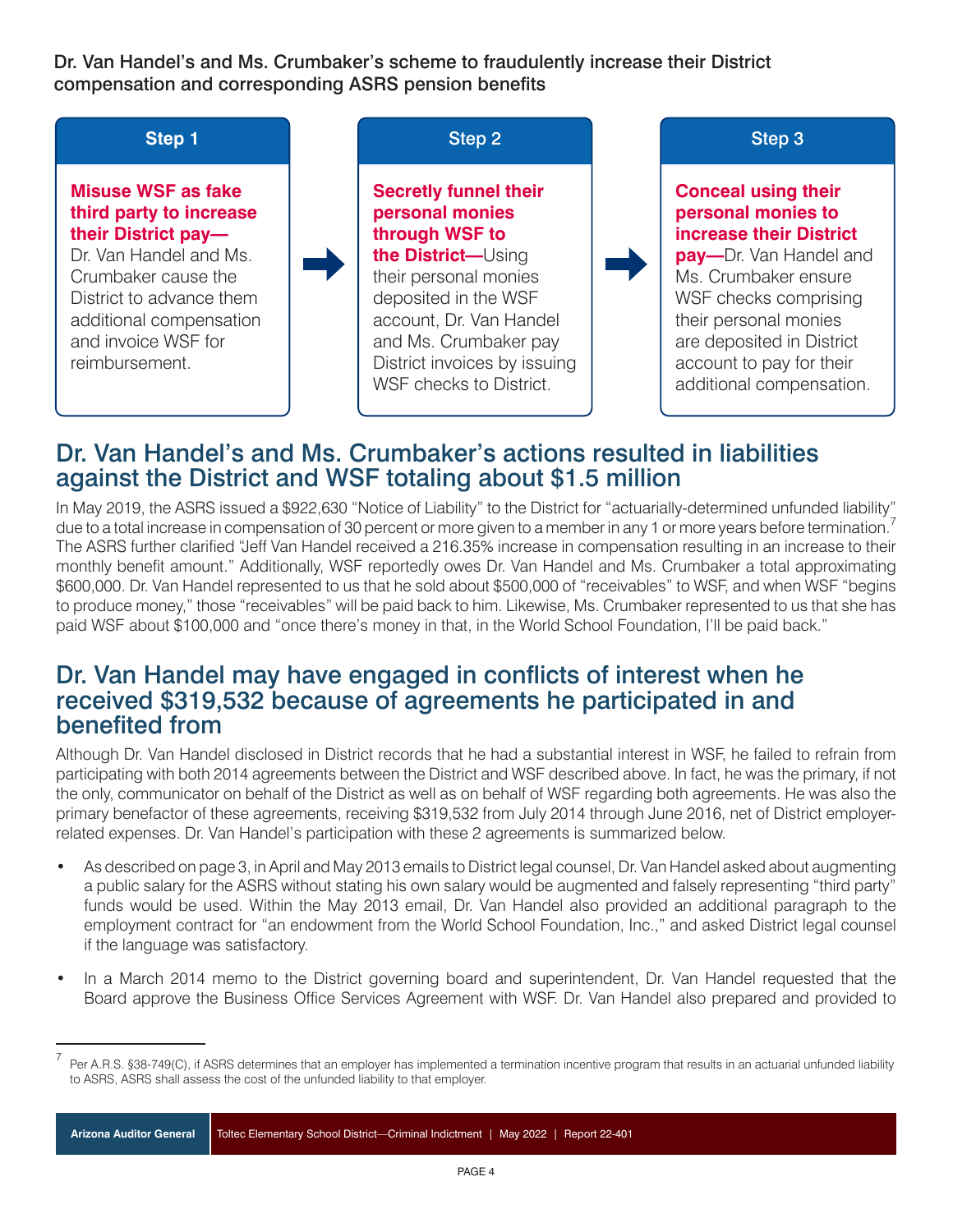Dr. Van Handel's and Ms. Crumbaker's scheme to fraudulently increase their District compensation and corresponding ASRS pension benefits

| Step 1 | Step 2 | Step 3 |
| --- | --- | --- |
| **Misuse WSF as fake third party to increase their District pay—** Dr. Van Handel and Ms. Crumbaker cause the District to advance them additional compensation and invoice WSF for reimbursement. | **Secretly funnel their personal monies through WSF to the District—** Using their personal monies deposited in the WSF account, Dr. Van Handel and Ms. Crumbaker pay District invoices by issuing WSF checks to District. | **Conceal using their personal monies to increase their District pay—** Dr. Van Handel and Ms. Crumbaker ensure WSF checks comprising their personal monies are deposited in District account to pay for their additional compensation. |

## Dr. Van Handel's and Ms. Crumbaker's actions resulted in liabilities against the District and WSF totaling about $1.5 million

In May 2019, the ASRS issued a $922,630 "Notice of Liability" to the District for "actuarially-determined unfunded liability" due to a total increase in compensation of 30 percent or more given to a member in any 1 or more years before termination.[7] The ASRS further clarified "Jeff Van Handel received a 216.35% increase in compensation resulting in an increase to their monthly benefit amount." Additionally, WSF reportedly owes Dr. Van Handel and Ms. Crumbaker a total approximating $600,000. Dr. Van Handel represented to us that he sold about $500,000 of "receivables" to WSF, and when WSF "begins to produce money," those "receivables" will be paid back to him. Likewise, Ms. Crumbaker represented to us that she has paid WSF about $100,000 and "once there's money in that, in the World School Foundation, I'll be paid back."

## Dr. Van Handel may have engaged in conflicts of interest when he received $319,532 because of agreements he participated in and benefited from

Although Dr. Van Handel disclosed in District records that he had a substantial interest in WSF, he failed to refrain from participating with both 2014 agreements between the District and WSF described above. In fact, he was the primary, if not the only, communicator on behalf of the District as well as on behalf of WSF regarding both agreements. He was also the primary benefactor of these agreements, receiving $319,532 from July 2014 through June 2016, net of District employer-related expenses. Dr. Van Handel's participation with these 2 agreements is summarized below.

- As described on page 3, in April and May 2013 emails to District legal counsel, Dr. Van Handel asked about augmenting a public salary for the ASRS without stating his own salary would be augmented and falsely representing "third party" funds would be used. Within the May 2013 email, Dr. Van Handel also provided an additional paragraph to the employment contract for "an endowment from the World School Foundation, Inc.," and asked District legal counsel if the language was satisfactory.
- In a March 2014 memo to the District governing board and superintendent, Dr. Van Handel requested that the Board approve the Business Office Services Agreement with WSF. Dr. Van Handel also prepared and provided to

[7] Per A.R.S. §38-749(C), if ASRS determines that an employer has implemented a termination incentive program that results in an actuarial unfunded liability to ASRS, ASRS shall assess the cost of the unfunded liability to that employer.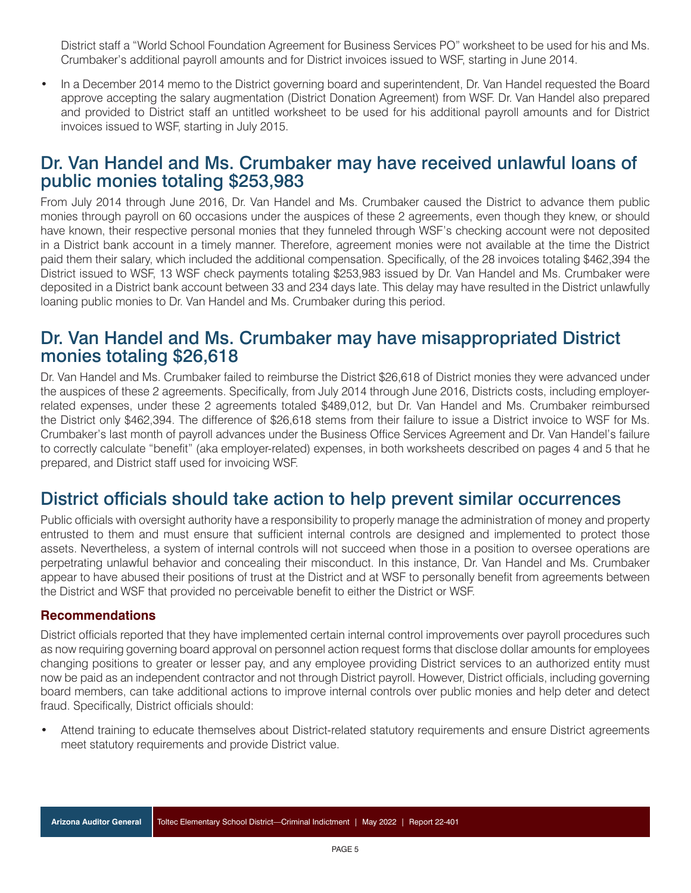District staff a "World School Foundation Agreement for Business Services PO" worksheet to be used for his and Ms. Crumbaker's additional payroll amounts and for District invoices issued to WSF, starting in June 2014.

- In a December 2014 memo to the District governing board and superintendent, Dr. Van Handel requested the Board approve accepting the salary augmentation (District Donation Agreement) from WSF. Dr. Van Handel also prepared and provided to District staff an untitled worksheet to be used for his additional payroll amounts and for District invoices issued to WSF, starting in July 2015.

## Dr. Van Handel and Ms. Crumbaker may have received unlawful loans of public monies totaling $253,983

From July 2014 through June 2016, Dr. Van Handel and Ms. Crumbaker caused the District to advance them public monies through payroll on 60 occasions under the auspices of these 2 agreements, even though they knew, or should have known, their respective personal monies that they funneled through WSF's checking account were not deposited in a District bank account in a timely manner. Therefore, agreement monies were not available at the time the District paid them their salary, which included the additional compensation. Specifically, of the 28 invoices totaling $462,394 the District issued to WSF, 13 WSF check payments totaling $253,983 issued by Dr. Van Handel and Ms. Crumbaker were deposited in a District bank account between 33 and 234 days late. This delay may have resulted in the District unlawfully loaning public monies to Dr. Van Handel and Ms. Crumbaker during this period.

## Dr. Van Handel and Ms. Crumbaker may have misappropriated District monies totaling $26,618

Dr. Van Handel and Ms. Crumbaker failed to reimburse the District $26,618 of District monies they were advanced under the auspices of these 2 agreements. Specifically, from July 2014 through June 2016, Districts costs, including employer-related expenses, under these 2 agreements totaled $489,012, but Dr. Van Handel and Ms. Crumbaker reimbursed the District only $462,394. The difference of $26,618 stems from their failure to issue a District invoice to WSF for Ms. Crumbaker's last month of payroll advances under the Business Office Services Agreement and Dr. Van Handel's failure to correctly calculate "benefit" (aka employer-related) expenses, in both worksheets described on pages 4 and 5 that he prepared, and District staff used for invoicing WSF.

## District officials should take action to help prevent similar occurrences

Public officials with oversight authority have a responsibility to properly manage the administration of money and property entrusted to them and must ensure that sufficient internal controls are designed and implemented to protect those assets. Nevertheless, a system of internal controls will not succeed when those in a position to oversee operations are perpetrating unlawful behavior and concealing their misconduct. In this instance, Dr. Van Handel and Ms. Crumbaker appear to have abused their positions of trust at the District and at WSF to personally benefit from agreements between the District and WSF that provided no perceivable benefit to either the District or WSF.

### Recommendations

District officials reported that they have implemented certain internal control improvements over payroll procedures such as now requiring governing board approval on personnel action request forms that disclose dollar amounts for employees changing positions to greater or lesser pay, and any employee providing District services to an authorized entity must now be paid as an independent contractor and not through District payroll. However, District officials, including governing board members, can take additional actions to improve internal controls over public monies and help deter and detect fraud. Specifically, District officials should:

- Attend training to educate themselves about District-related statutory requirements and ensure District agreements meet statutory requirements and provide District value.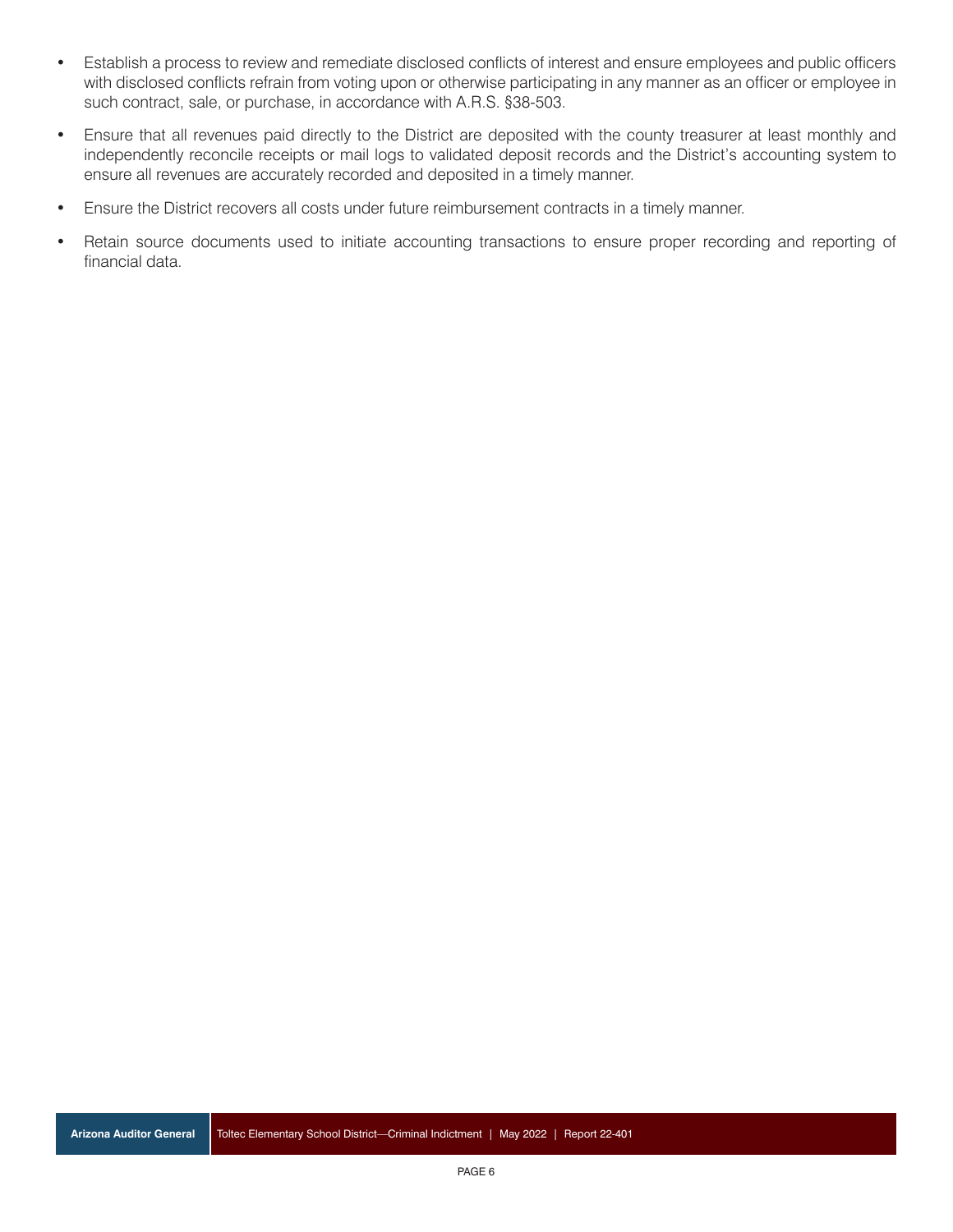- Establish a process to review and remediate disclosed conflicts of interest and ensure employees and public officers with disclosed conflicts refrain from voting upon or otherwise participating in any manner as an officer or employee in such contract, sale, or purchase, in accordance with A.R.S. §38-503.
- Ensure that all revenues paid directly to the District are deposited with the county treasurer at least monthly and independently reconcile receipts or mail logs to validated deposit records and the District's accounting system to ensure all revenues are accurately recorded and deposited in a timely manner.
- Ensure the District recovers all costs under future reimbursement contracts in a timely manner.
- Retain source documents used to initiate accounting transactions to ensure proper recording and reporting of financial data.